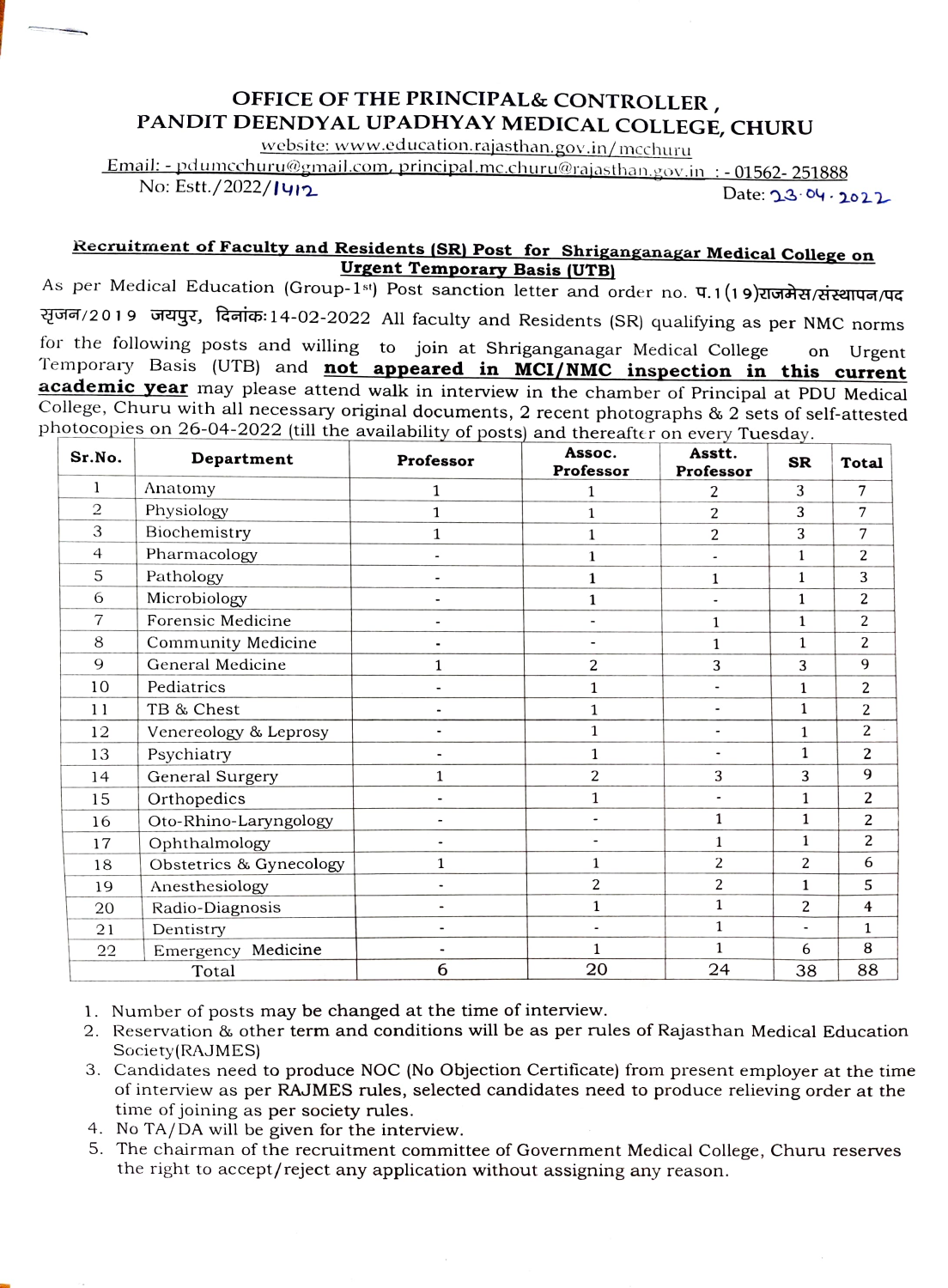# OFFICE OF THE PRINCIPAL& CONTROLLER , PANDIT DEENDYAL UPADHYAY MEDICAL COLLEGE, CHURU

website: www.education.rajasthan.gov.in/mcchuru

Email: - pdumcchuru@gmail.com, principal.mc.churu@rajasthan.gov.in : - 01562- 251888

No: Estt./2022/1412 Date: 23.04.2022

**Recruitment of Faculty and Residents (SR) Post for Shriganganagar Medical College on Urgent Temporary Basis (UTB)**

As per Medical Education (Group-1st) Post sanction letter and order no. प.1(19)राजमेस/संस्थापन/पद सृजन/2019 जयपुर, दिनांक:14-02-2022 All faculty and Residents (SR) qualifying as per NMC norms for the following posts and willing to join at Shriganganagar Medical College on Urgent Temporary Basis (UTB) and **not appeared in MCI/NMC inspection in this current academic year** may please attend walk in interview in the chamber of Principal at PDU Medical College, Churu with all necessary original documents, 2 recent photographs & 2 sets of self-attested photocopies on 26-04-2022 (till the availability of posts) and thereafter on every Tuesday.

| Sr.No. | Department | Professor | Assoc. Professor | Asstt. Professor | SR | Total |
|---|---|---|---|---|---|---|
| 1 | Anatomy | 1 | 1 | 2 | 3 | 7 |
| 2 | Physiology | 1 | 1 | 2 | 3 | 7 |
| 3 | Biochemistry | 1 | 1 | 2 | 3 | 7 |
| 4 | Pharmacology | - | 1 | - | 1 | 2 |
| 5 | Pathology | - | 1 | 1 | 1 | 3 |
| 6 | Microbiology | - | 1 | - | 1 | 2 |
| 7 | Forensic Medicine | - | - | 1 | 1 | 2 |
| 8 | Community Medicine | - | - | 1 | 1 | 2 |
| 9 | General Medicine | 1 | 2 | 3 | 3 | 9 |
| 10 | Pediatrics | - | 1 | - | 1 | 2 |
| 11 | TB & Chest | - | 1 | - | 1 | 2 |
| 12 | Venereology & Leprosy | - | 1 | - | 1 | 2 |
| 13 | Psychiatry | - | 1 | - | 1 | 2 |
| 14 | General Surgery | 1 | 2 | 3 | 3 | 9 |
| 15 | Orthopedics | - | 1 | - | 1 | 2 |
| 16 | Oto-Rhino-Laryngology | - | - | 1 | 1 | 2 |
| 17 | Ophthalmology | - | - | 1 | 1 | 2 |
| 18 | Obstetrics & Gynecology | 1 | 1 | 2 | 2 | 6 |
| 19 | Anesthesiology | - | 2 | 2 | 1 | 5 |
| 20 | Radio-Diagnosis | - | 1 | 1 | 2 | 4 |
| 21 | Dentistry | - | - | 1 | - | 1 |
| 22 | Emergency Medicine | - | 1 | 1 | 6 | 8 |
| | Total | 6 | 20 | 24 | 38 | 88 |

1. Number of posts may be changed at the time of interview.
2. Reservation & other term and conditions will be as per rules of Rajasthan Medical Education Society(RAJMES)
3. Candidates need to produce NOC (No Objection Certificate) from present employer at the time of interview as per RAJMES rules, selected candidates need to produce relieving order at the time of joining as per society rules.
4. No TA/DA will be given for the interview.
5. The chairman of the recruitment committee of Government Medical College, Churu reserves the right to accept/reject any application without assigning any reason.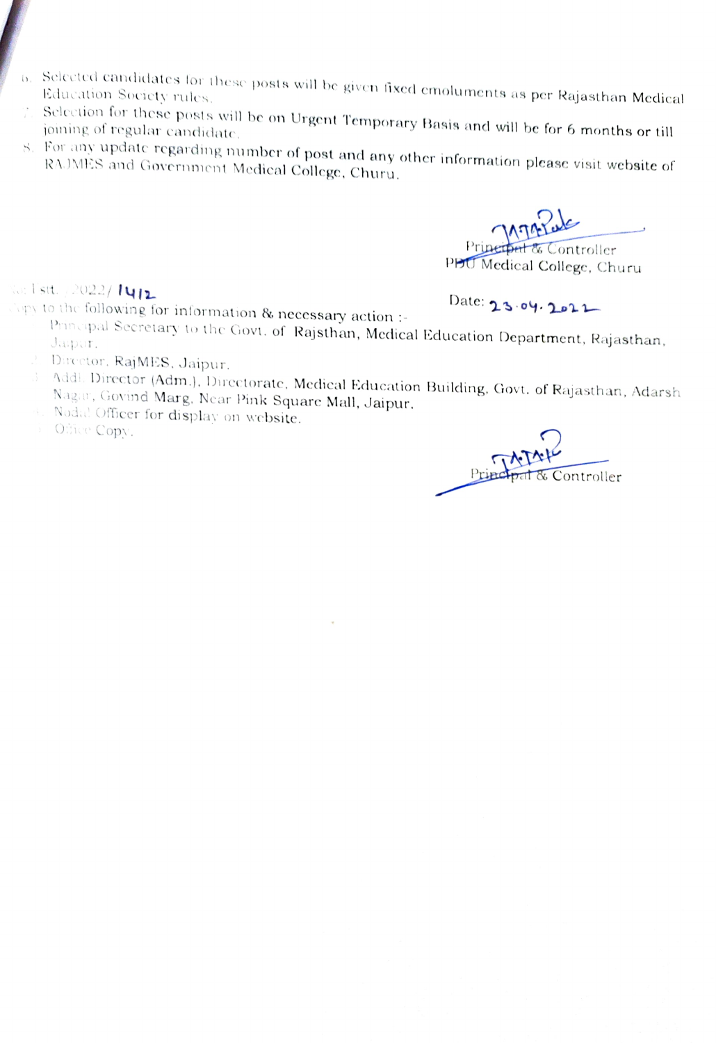6. Selected candidates for these posts will be given fixed emoluments as per Rajasthan Medical Education Society rules.
7. Selection for these posts will be on Urgent Temporary Basis and will be for 6 months or till joining of regular candidate.
8. For any update regarding number of post and any other information please visit website of RAJMES and Government Medical College, Churu.

Principal & Controller
PDU Medical College, Churu

No. Estt./2022/ 1412

Date: 23.04.2022

Copy to the following for information & necessary action :-

1. Principal Secretary to the Govt. of Rajsthan, Medical Education Department, Rajasthan, Jaipur.
2. Director, RajMES, Jaipur.
3. Addl. Director (Adm.), Directorate, Medical Education Building, Govt. of Rajasthan, Adarsh Nagar, Govind Marg, Near Pink Square Mall, Jaipur.
4. Nodal Officer for display on website.
5. Office Copy.

Principal & Controller